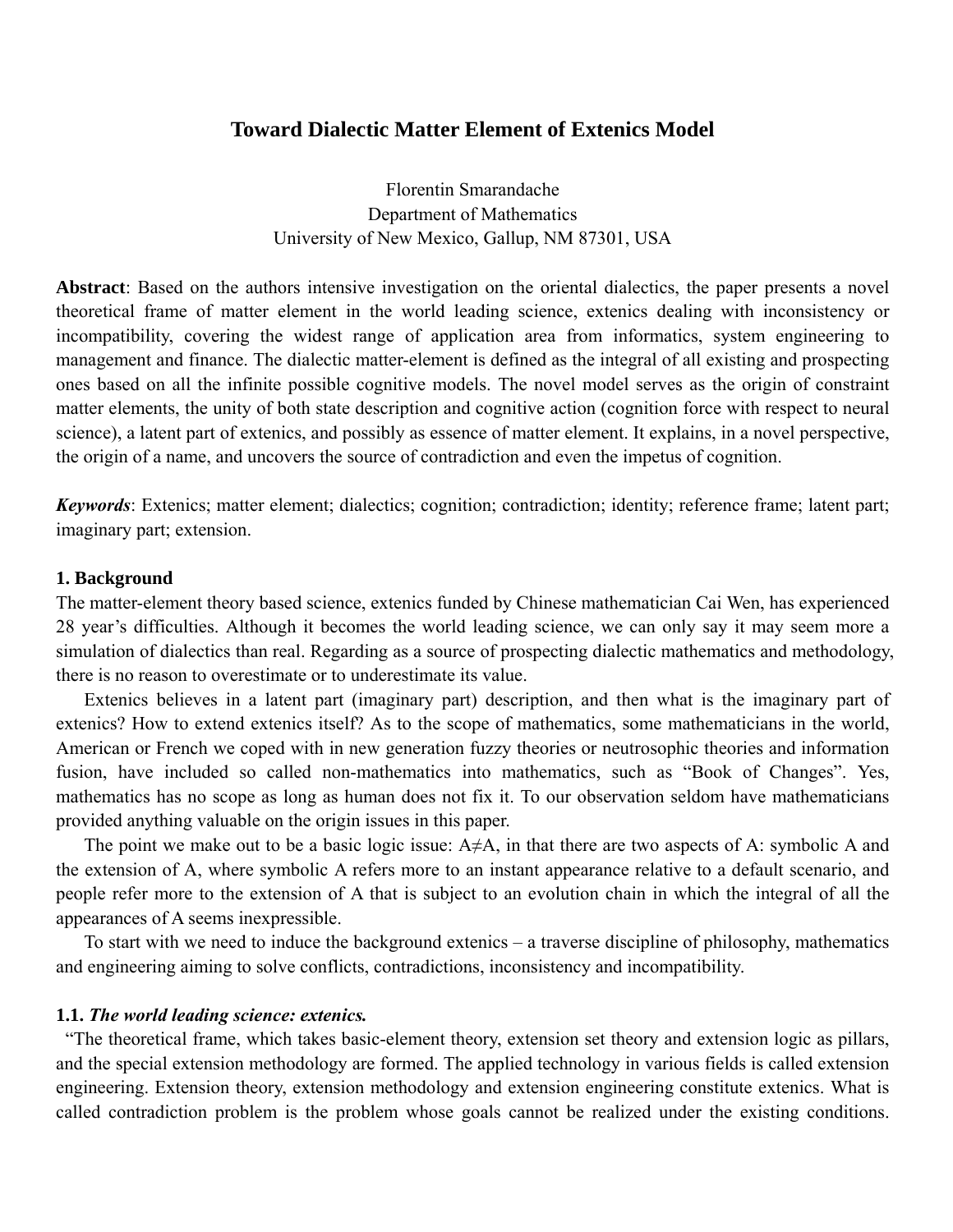# Toward Dialectic Matter Element of Extenics Model

Florentin Smarandache
Department of Mathematics
University of New Mexico, Gallup, NM 87301, USA

**Abstract**: Based on the authors intensive investigation on the oriental dialectics, the paper presents a novel theoretical frame of matter element in the world leading science, extenics dealing with inconsistency or incompatibility, covering the widest range of application area from informatics, system engineering to management and finance. The dialectic matter-element is defined as the integral of all existing and prospecting ones based on all the infinite possible cognitive models. The novel model serves as the origin of constraint matter elements, the unity of both state description and cognitive action (cognition force with respect to neural science), a latent part of extenics, and possibly as essence of matter element. It explains, in a novel perspective, the origin of a name, and uncovers the source of contradiction and even the impetus of cognition.

***Keywords***: Extenics; matter element; dialectics; cognition; contradiction; identity; reference frame; latent part; imaginary part; extension.

## 1. Background

The matter-element theory based science, extenics funded by Chinese mathematician Cai Wen, has experienced 28 year's difficulties. Although it becomes the world leading science, we can only say it may seem more a simulation of dialectics than real. Regarding as a source of prospecting dialectic mathematics and methodology, there is no reason to overestimate or to underestimate its value.

Extenics believes in a latent part (imaginary part) description, and then what is the imaginary part of extenics? How to extend extenics itself? As to the scope of mathematics, some mathematicians in the world, American or French we coped with in new generation fuzzy theories or neutrosophic theories and information fusion, have included so called non-mathematics into mathematics, such as "Book of Changes". Yes, mathematics has no scope as long as human does not fix it. To our observation seldom have mathematicians provided anything valuable on the origin issues in this paper.

The point we make out to be a basic logic issue: A≠A, in that there are two aspects of A: symbolic A and the extension of A, where symbolic A refers more to an instant appearance relative to a default scenario, and people refer more to the extension of A that is subject to an evolution chain in which the integral of all the appearances of A seems inexpressible.

To start with we need to induce the background extenics – a traverse discipline of philosophy, mathematics and engineering aiming to solve conflicts, contradictions, inconsistency and incompatibility.

### 1.1. *The world leading science: extenics.*

"The theoretical frame, which takes basic-element theory, extension set theory and extension logic as pillars, and the special extension methodology are formed. The applied technology in various fields is called extension engineering. Extension theory, extension methodology and extension engineering constitute extenics. What is called contradiction problem is the problem whose goals cannot be realized under the existing conditions.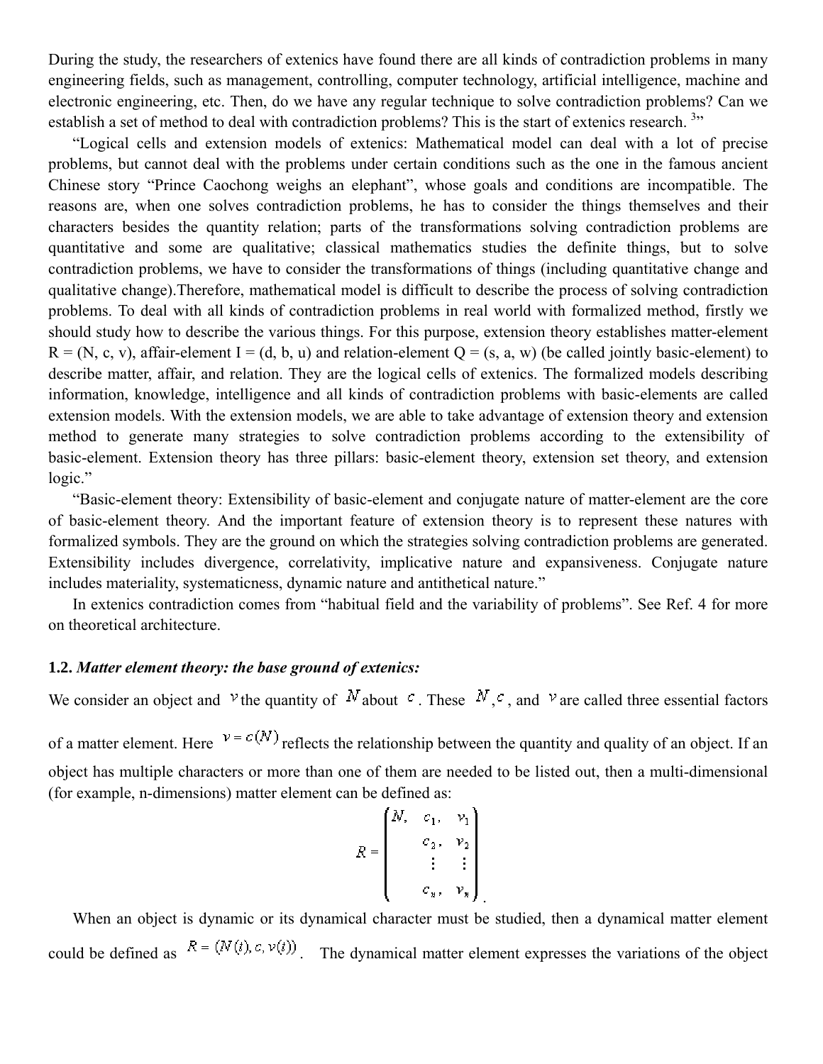During the study, the researchers of extenics have found there are all kinds of contradiction problems in many engineering fields, such as management, controlling, computer technology, artificial intelligence, machine and electronic engineering, etc. Then, do we have any regular technique to solve contradiction problems? Can we establish a set of method to deal with contradiction problems? This is the start of extenics research. [3]"

"Logical cells and extension models of extenics: Mathematical model can deal with a lot of precise problems, but cannot deal with the problems under certain conditions such as the one in the famous ancient Chinese story "Prince Caochong weighs an elephant", whose goals and conditions are incompatible. The reasons are, when one solves contradiction problems, he has to consider the things themselves and their characters besides the quantity relation; parts of the transformations solving contradiction problems are quantitative and some are qualitative; classical mathematics studies the definite things, but to solve contradiction problems, we have to consider the transformations of things (including quantitative change and qualitative change).Therefore, mathematical model is difficult to describe the process of solving contradiction problems. To deal with all kinds of contradiction problems in real world with formalized method, firstly we should study how to describe the various things. For this purpose, extension theory establishes matter-element $R = (N, c, v)$, affair-element $I = (d, b, u)$ and relation-element $Q = (s, a, w)$ (be called jointly basic-element) to describe matter, affair, and relation. They are the logical cells of extenics. The formalized models describing information, knowledge, intelligence and all kinds of contradiction problems with basic-elements are called extension models. With the extension models, we are able to take advantage of extension theory and extension method to generate many strategies to solve contradiction problems according to the extensibility of basic-element. Extension theory has three pillars: basic-element theory, extension set theory, and extension logic."

"Basic-element theory: Extensibility of basic-element and conjugate nature of matter-element are the core of basic-element theory. And the important feature of extension theory is to represent these natures with formalized symbols. They are the ground on which the strategies solving contradiction problems are generated. Extensibility includes divergence, correlativity, implicative nature and expansiveness. Conjugate nature includes materiality, systematicness, dynamic nature and antithetical nature."

In extenics contradiction comes from "habitual field and the variability of problems". See Ref. 4 for more on theoretical architecture.

### 1.2. *Matter element theory: the base ground of extenics:*

We consider an object and $v$ the quantity of $N$ about $c$. These $N, c$, and $v$ are called three essential factors of a matter element. Here $v = c(N)$ reflects the relationship between the quantity and quality of an object. If an object has multiple characters or more than one of them are needed to be listed out, then a multi-dimensional (for example, n-dimensions) matter element can be defined as:

$$R = \begin{pmatrix} N, & c_1, & v_1 \\ & c_2, & v_2 \\ & \vdots & \vdots \\ & c_n, & v_n \end{pmatrix}.$$

When an object is dynamic or its dynamical character must be studied, then a dynamical matter element could be defined as $R = (N(t), c, v(t))$. The dynamical matter element expresses the variations of the object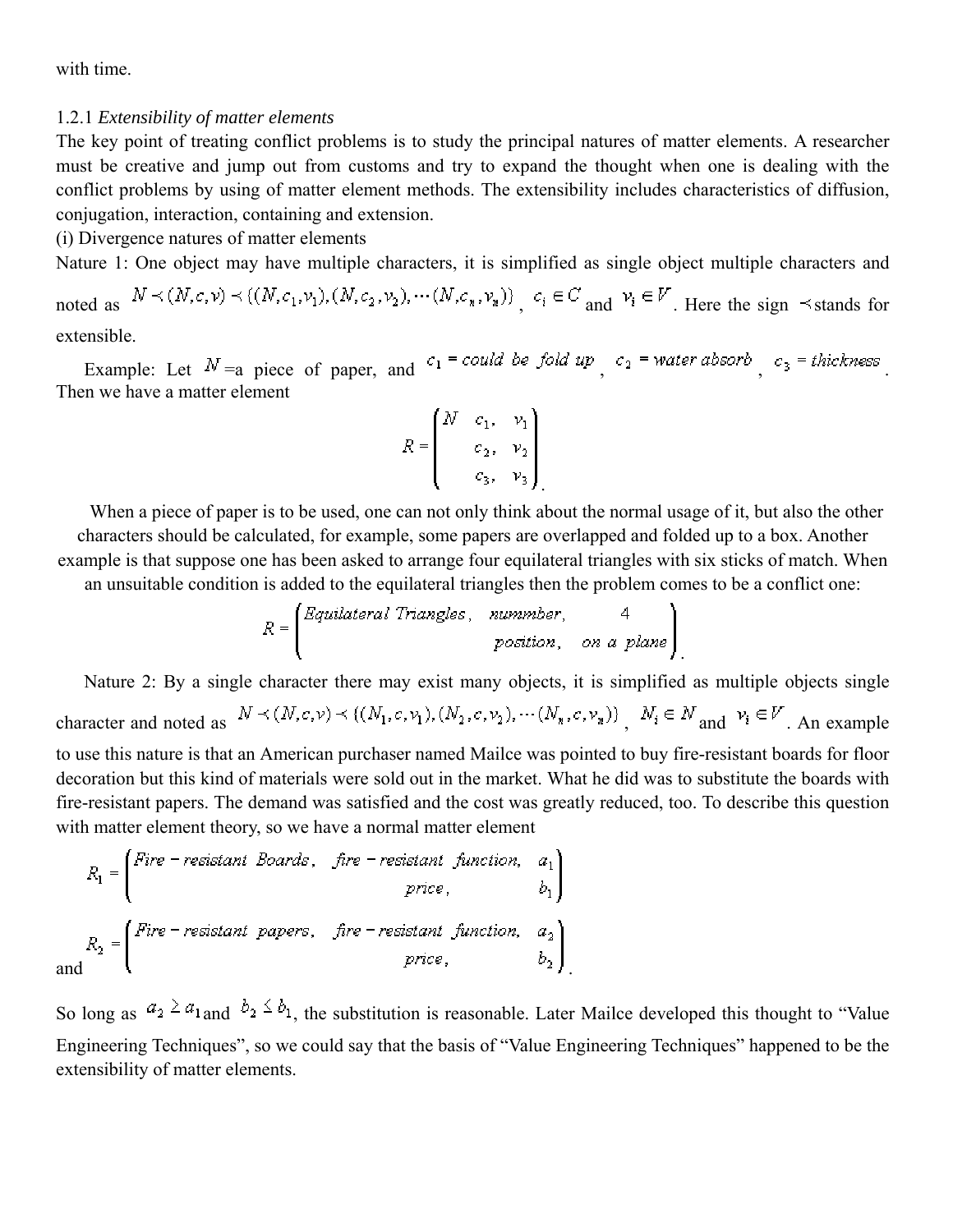with time.

1.2.1 *Extensibility of matter elements*

The key point of treating conflict problems is to study the principal natures of matter elements. A researcher must be creative and jump out from customs and try to expand the thought when one is dealing with the conflict problems by using of matter element methods. The extensibility includes characteristics of diffusion, conjugation, interaction, containing and extension.

(i) Divergence natures of matter elements

Nature 1: One object may have multiple characters, it is simplified as single object multiple characters and noted as $N \prec (N,c,v) \prec \{(N,c_1,v_1),(N,c_2,v_2),\cdots(N,c_n,v_n)\}$, $c_i \in C$ and $v_i \in V$. Here the sign $\prec$ stands for extensible.

Example: Let $N$ =a piece of paper, and $c_1 = \text{could be fold up}$, $c_2 = \text{water absorb}$, $c_3 = \text{thickness}$. Then we have a matter element

$$R = \begin{pmatrix} N & c_1, & v_1 \\ & c_2, & v_2 \\ & c_3, & v_3 \end{pmatrix}.$$

When a piece of paper is to be used, one can not only think about the normal usage of it, but also the other characters should be calculated, for example, some papers are overlapped and folded up to a box. Another example is that suppose one has been asked to arrange four equilateral triangles with six sticks of match. When an unsuitable condition is added to the equilateral triangles then the problem comes to be a conflict one:

$$R = \begin{pmatrix} \text{Equilateral Triangles}, & \text{nummber}, & 4 \\ & \text{position}, & \text{on a plane} \end{pmatrix}.$$

Nature 2: By a single character there may exist many objects, it is simplified as multiple objects single character and noted as $N \prec (N,c,v) \prec \{(N_1,c,v_1),(N_2,c,v_2),\cdots(N_n,c,v_n)\}$, $N_i \in N$ and $v_i \in V$. An example to use this nature is that an American purchaser named Mailce was pointed to buy fire-resistant boards for floor decoration but this kind of materials were sold out in the market. What he did was to substitute the boards with fire-resistant papers. The demand was satisfied and the cost was greatly reduced, too. To describe this question with matter element theory, so we have a normal matter element

$$R_1 = \begin{pmatrix} \text{Fire-resistant Boards}, & \text{fire-resistant function}, & a_1 \\ & \text{price}, & b_1 \end{pmatrix}$$

and

$$R_2 = \begin{pmatrix} \text{Fire-resistant papers}, & \text{fire-resistant function}, & a_2 \\ & \text{price}, & b_2 \end{pmatrix}.$$

So long as $a_2 \geq a_1$ and $b_2 \leq b_1$, the substitution is reasonable. Later Mailce developed this thought to "Value Engineering Techniques", so we could say that the basis of "Value Engineering Techniques" happened to be the extensibility of matter elements.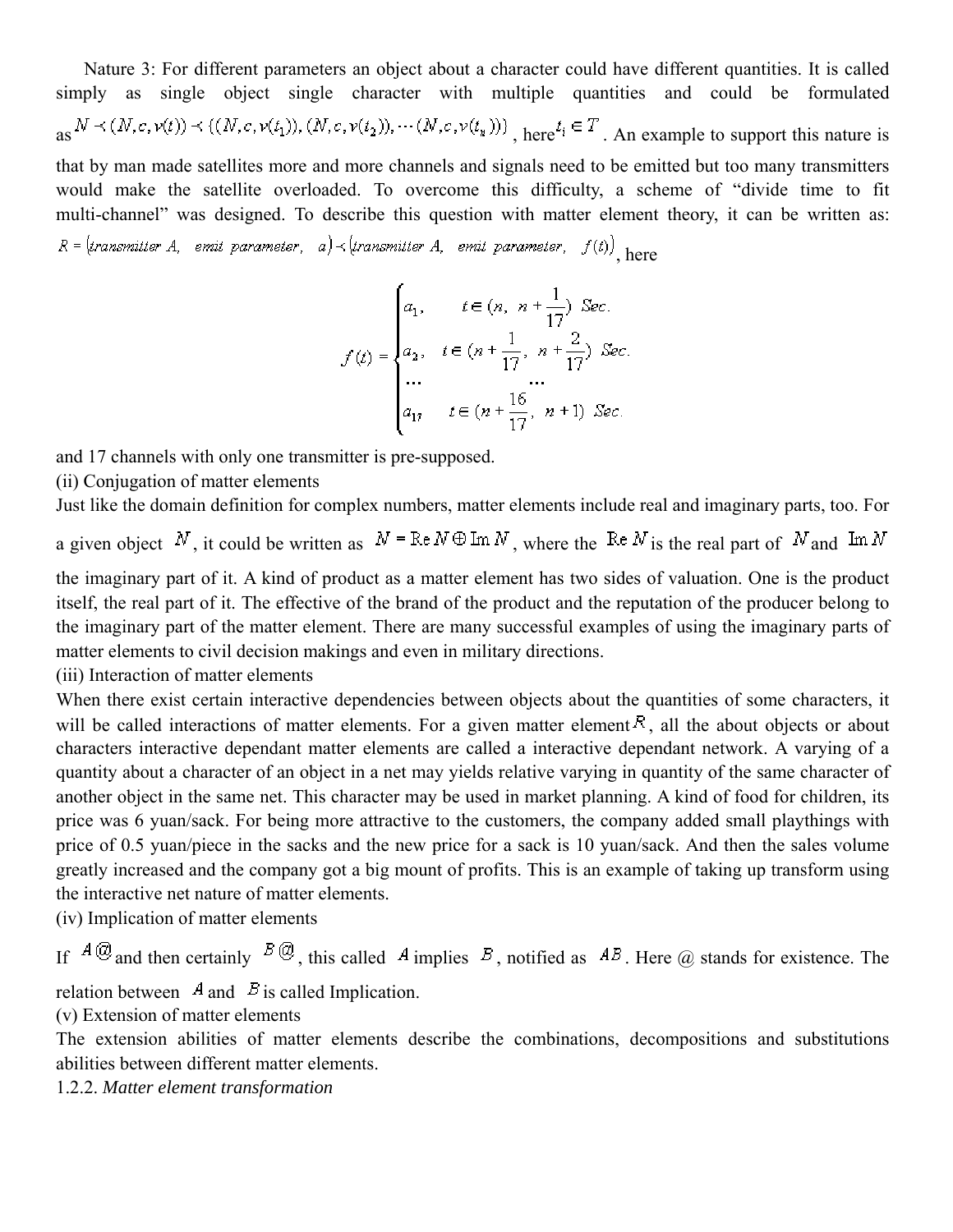Nature 3: For different parameters an object about a character could have different quantities. It is called simply as single object single character with multiple quantities and could be formulated as $N \prec (N, c, v(t)) \prec \{(N, c, v(t_1)), (N, c, v(t_2)), \cdots (N, c, v(t_n))\}$, here $t_i \in T$. An example to support this nature is that by man made satellites more and more channels and signals need to be emitted but too many transmitters would make the satellite overloaded. To overcome this difficulty, a scheme of "divide time to fit multi-channel" was designed. To describe this question with matter element theory, it can be written as: $R = (transmitter\ A,\ \ emit\ parameter,\ \ a) \prec (transmitter\ A,\ \ emit\ parameter,\ \ f(t))$, here

$$f(t) = \begin{cases} a_1, & t \in (n,\ n + \frac{1}{17})\ Sec. \\ a_2, & t \in (n + \frac{1}{17},\ n + \frac{2}{17})\ Sec. \\ \cdots & \cdots \\ a_{17} & t \in (n + \frac{16}{17},\ n + 1)\ Sec. \end{cases}$$

and 17 channels with only one transmitter is pre-supposed.

(ii) Conjugation of matter elements

Just like the domain definition for complex numbers, matter elements include real and imaginary parts, too. For a given object $N$, it could be written as $N = \mathrm{Re}\,N \oplus \mathrm{Im}\,N$, where the $\mathrm{Re}\,N$ is the real part of $N$ and $\mathrm{Im}\,N$ the imaginary part of it. A kind of product as a matter element has two sides of valuation. One is the product itself, the real part of it. The effective of the brand of the product and the reputation of the producer belong to the imaginary part of the matter element. There are many successful examples of using the imaginary parts of matter elements to civil decision makings and even in military directions.

(iii) Interaction of matter elements

When there exist certain interactive dependencies between objects about the quantities of some characters, it will be called interactions of matter elements. For a given matter element $R$, all the about objects or about characters interactive dependant matter elements are called a interactive dependant network. A varying of a quantity about a character of an object in a net may yields relative varying in quantity of the same character of another object in the same net. This character may be used in market planning. A kind of food for children, its price was 6 yuan/sack. For being more attractive to the customers, the company added small playthings with price of 0.5 yuan/piece in the sacks and the new price for a sack is 10 yuan/sack. And then the sales volume greatly increased and the company got a big mount of profits. This is an example of taking up transform using the interactive net nature of matter elements.

(iv) Implication of matter elements

If $A@$ and then certainly $B@$, this called $A$ implies $B$, notified as $AB$. Here @ stands for existence. The relation between $A$ and $B$ is called Implication.

(v) Extension of matter elements

The extension abilities of matter elements describe the combinations, decompositions and substitutions abilities between different matter elements.

1.2.2. *Matter element transformation*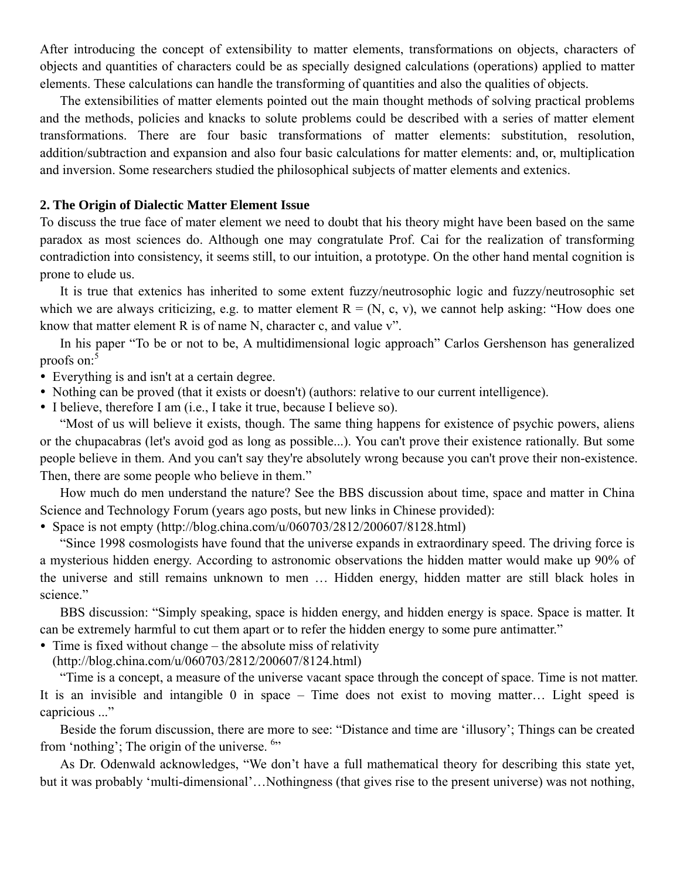After introducing the concept of extensibility to matter elements, transformations on objects, characters of objects and quantities of characters could be as specially designed calculations (operations) applied to matter elements. These calculations can handle the transforming of quantities and also the qualities of objects.

The extensibilities of matter elements pointed out the main thought methods of solving practical problems and the methods, policies and knacks to solute problems could be described with a series of matter element transformations. There are four basic transformations of matter elements: substitution, resolution, addition/subtraction and expansion and also four basic calculations for matter elements: and, or, multiplication and inversion. Some researchers studied the philosophical subjects of matter elements and extenics.

## 2. The Origin of Dialectic Matter Element Issue

To discuss the true face of mater element we need to doubt that his theory might have been based on the same paradox as most sciences do. Although one may congratulate Prof. Cai for the realization of transforming contradiction into consistency, it seems still, to our intuition, a prototype. On the other hand mental cognition is prone to elude us.

It is true that extenics has inherited to some extent fuzzy/neutrosophic logic and fuzzy/neutrosophic set which we are always criticizing, e.g. to matter element R = (N, c, v), we cannot help asking: "How does one know that matter element R is of name N, character c, and value v".

In his paper "To be or not to be, A multidimensional logic approach" Carlos Gershenson has generalized proofs on:[5]

- Everything is and isn't at a certain degree.
- Nothing can be proved (that it exists or doesn't) (authors: relative to our current intelligence).
- I believe, therefore I am (i.e., I take it true, because I believe so).

"Most of us will believe it exists, though. The same thing happens for existence of psychic powers, aliens or the chupacabras (let's avoid god as long as possible...). You can't prove their existence rationally. But some people believe in them. And you can't say they're absolutely wrong because you can't prove their non-existence. Then, there are some people who believe in them."

How much do men understand the nature? See the BBS discussion about time, space and matter in China Science and Technology Forum (years ago posts, but new links in Chinese provided):

- Space is not empty (http://blog.china.com/u/060703/2812/200607/8128.html)

"Since 1998 cosmologists have found that the universe expands in extraordinary speed. The driving force is a mysterious hidden energy. According to astronomic observations the hidden matter would make up 90% of the universe and still remains unknown to men … Hidden energy, hidden matter are still black holes in science."

BBS discussion: "Simply speaking, space is hidden energy, and hidden energy is space. Space is matter. It can be extremely harmful to cut them apart or to refer the hidden energy to some pure antimatter."

- Time is fixed without change – the absolute miss of relativity (http://blog.china.com/u/060703/2812/200607/8124.html)

"Time is a concept, a measure of the universe vacant space through the concept of space. Time is not matter. It is an invisible and intangible 0 in space – Time does not exist to moving matter… Light speed is capricious ..."

Beside the forum discussion, there are more to see: "Distance and time are 'illusory'; Things can be created from 'nothing'; The origin of the universe. [6]"

As Dr. Odenwald acknowledges, "We don't have a full mathematical theory for describing this state yet, but it was probably 'multi-dimensional'…Nothingness (that gives rise to the present universe) was not nothing,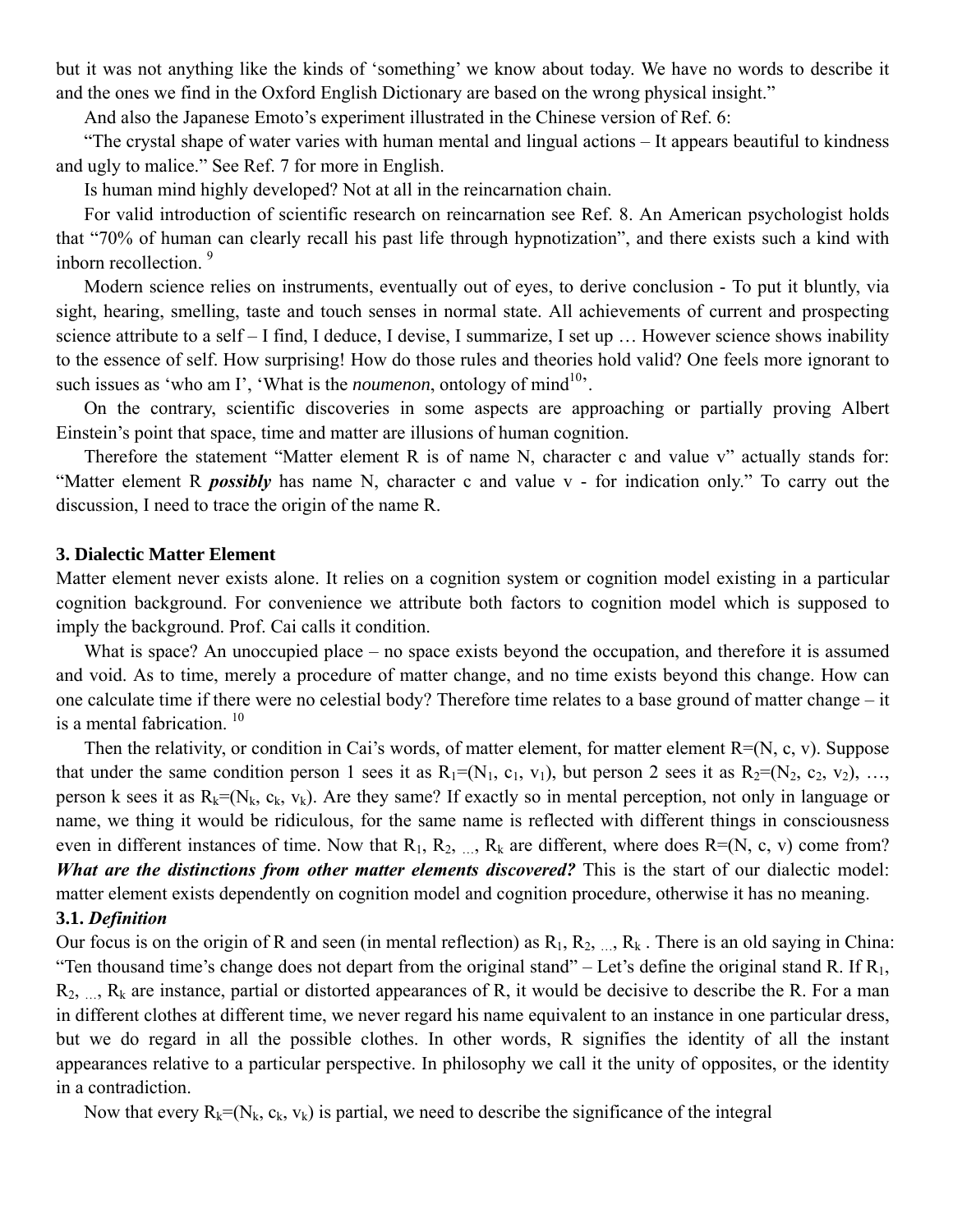but it was not anything like the kinds of 'something' we know about today. We have no words to describe it and the ones we find in the Oxford English Dictionary are based on the wrong physical insight."

And also the Japanese Emoto's experiment illustrated in the Chinese version of Ref. 6:

"The crystal shape of water varies with human mental and lingual actions – It appears beautiful to kindness and ugly to malice." See Ref. 7 for more in English.

Is human mind highly developed? Not at all in the reincarnation chain.

For valid introduction of scientific research on reincarnation see Ref. 8. An American psychologist holds that "70% of human can clearly recall his past life through hypnotization", and there exists such a kind with inborn recollection. [9]

Modern science relies on instruments, eventually out of eyes, to derive conclusion - To put it bluntly, via sight, hearing, smelling, taste and touch senses in normal state. All achievements of current and prospecting science attribute to a self – I find, I deduce, I devise, I summarize, I set up … However science shows inability to the essence of self. How surprising! How do those rules and theories hold valid? One feels more ignorant to such issues as 'who am I', 'What is the *noumenon*, ontology of mind[10]'.

On the contrary, scientific discoveries in some aspects are approaching or partially proving Albert Einstein's point that space, time and matter are illusions of human cognition.

Therefore the statement "Matter element R is of name N, character c and value v" actually stands for: "Matter element R ***possibly*** has name N, character c and value v - for indication only." To carry out the discussion, I need to trace the origin of the name R.

## 3. Dialectic Matter Element

Matter element never exists alone. It relies on a cognition system or cognition model existing in a particular cognition background. For convenience we attribute both factors to cognition model which is supposed to imply the background. Prof. Cai calls it condition.

What is space? An unoccupied place – no space exists beyond the occupation, and therefore it is assumed and void. As to time, merely a procedure of matter change, and no time exists beyond this change. How can one calculate time if there were no celestial body? Therefore time relates to a base ground of matter change – it is a mental fabrication. [10]

Then the relativity, or condition in Cai's words, of matter element, for matter element $R=(N, c, v)$. Suppose that under the same condition person 1 sees it as $R_1=(N_1, c_1, v_1)$, but person 2 sees it as $R_2=(N_2, c_2, v_2)$, …, person k sees it as $R_k=(N_k, c_k, v_k)$. Are they same? If exactly so in mental perception, not only in language or name, we thing it would be ridiculous, for the same name is reflected with different things in consciousness even in different instances of time. Now that $R_1, R_2, \ldots, R_k$ are different, where does $R=(N, c, v)$ come from? ***What are the distinctions from other matter elements discovered?*** This is the start of our dialectic model: matter element exists dependently on cognition model and cognition procedure, otherwise it has no meaning.

### 3.1. *Definition*

Our focus is on the origin of R and seen (in mental reflection) as $R_1, R_2, \ldots, R_k$. There is an old saying in China: "Ten thousand time's change does not depart from the original stand" – Let's define the original stand R. If $R_1, R_2, \ldots, R_k$ are instance, partial or distorted appearances of R, it would be decisive to describe the R. For a man in different clothes at different time, we never regard his name equivalent to an instance in one particular dress, but we do regard in all the possible clothes. In other words, R signifies the identity of all the instant appearances relative to a particular perspective. In philosophy we call it the unity of opposites, or the identity in a contradiction.

Now that every $R_k=(N_k, c_k, v_k)$ is partial, we need to describe the significance of the integral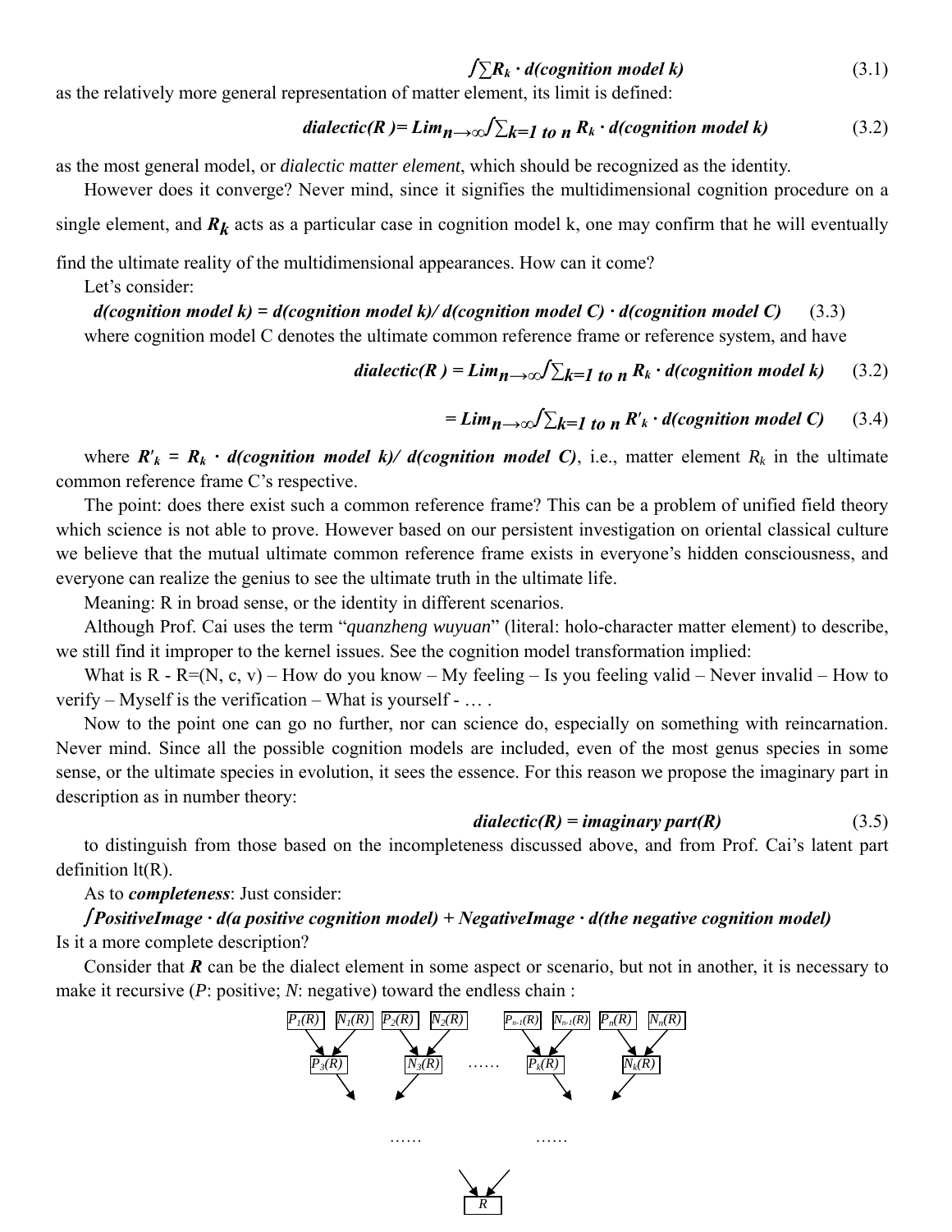$$\int \sum R_k \cdot d(\text{cognition model } k) \tag{3.1}$$

as the relatively more general representation of matter element, its limit is defined:

$$\text{dialectic}(R) = \text{Lim}_{n\to\infty} \int \sum_{k=1 \text{ to } n} R_k \cdot d(\text{cognition model } k) \tag{3.2}$$

as the most general model, or *dialectic matter element*, which should be recognized as the identity.

However does it converge? Never mind, since it signifies the multidimensional cognition procedure on a single element, and $R_k$ acts as a particular case in cognition model k, one may confirm that he will eventually find the ultimate reality of the multidimensional appearances. How can it come?

Let's consider:

$$d(\text{cognition model } k) = d(\text{cognition model } k) / d(\text{cognition model } C) \cdot d(\text{cognition model } C) \tag{3.3}$$

where cognition model C denotes the ultimate common reference frame or reference system, and have

$$\text{dialectic}(R) = \text{Lim}_{n\to\infty} \int \sum_{k=1 \text{ to } n} R_k \cdot d(\text{cognition model } k) \tag{3.2}$$

$$= \text{Lim}_{n\to\infty} \int \sum_{k=1 \text{ to } n} R'_k \cdot d(\text{cognition model } C) \tag{3.4}$$

where $R'_k = R_k \cdot d(\text{cognition model } k)/ d(\text{cognition model } C)$, i.e., matter element $R_k$ in the ultimate common reference frame C's respective.

The point: does there exist such a common reference frame? This can be a problem of unified field theory which science is not able to prove. However based on our persistent investigation on oriental classical culture we believe that the mutual ultimate common reference frame exists in everyone's hidden consciousness, and everyone can realize the genius to see the ultimate truth in the ultimate life.

Meaning: R in broad sense, or the identity in different scenarios.

Although Prof. Cai uses the term "*quanzheng wuyuan*" (literal: holo-character matter element) to describe, we still find it improper to the kernel issues. See the cognition model transformation implied:

What is R - R=(N, c, v) – How do you know – My feeling – Is you feeling valid – Never invalid – How to verify – Myself is the verification – What is yourself - … .

Now to the point one can go no further, nor can science do, especially on something with reincarnation. Never mind. Since all the possible cognition models are included, even of the most genus species in some sense, or the ultimate species in evolution, it sees the essence. For this reason we propose the imaginary part in description as in number theory:

$$\text{dialectic}(R) = \text{imaginary part}(R) \tag{3.5}$$

to distinguish from those based on the incompleteness discussed above, and from Prof. Cai's latent part definition lt(R).

As to ***completeness***: Just consider:

$$\int \text{PositiveImage} \cdot d(\text{a positive cognition model}) + \text{NegativeImage} \cdot d(\text{the negative cognition model})$$

Is it a more complete description?

Consider that $R$ can be the dialect element in some aspect or scenario, but not in another, it is necessary to make it recursive (*P*: positive; *N*: negative) toward the endless chain :

```
P1(R)  N1(R)  P2(R)  N2(R)      Pn-1(R)  Nn-1(R)  Pn(R)  Nn(R)
    \  /          \  /                \  /             \  /
   P3(R)         N3(R)     ……        Pk(R)            Nk(R)
       \         /                       \            /
          ……                                 ……
                          \  /
                           R
```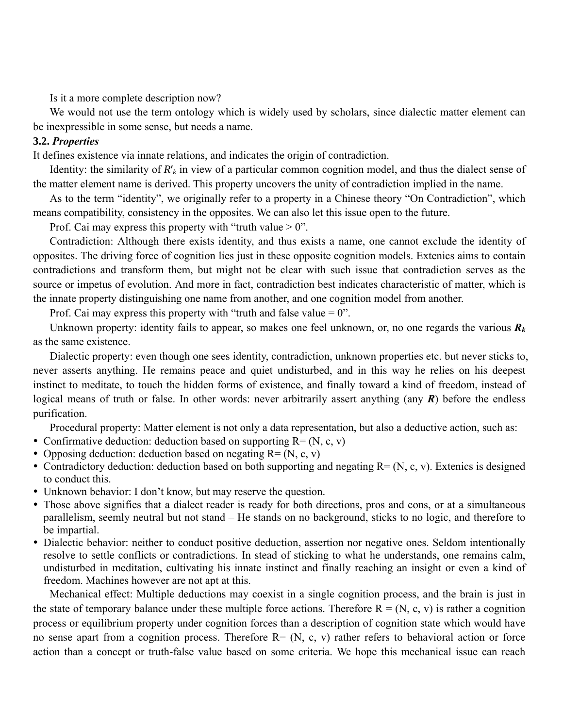Is it a more complete description now?

We would not use the term ontology which is widely used by scholars, since dialectic matter element can be inexpressible in some sense, but needs a name.

### 3.2. *Properties*

It defines existence via innate relations, and indicates the origin of contradiction.

Identity: the similarity of $R'_k$ in view of a particular common cognition model, and thus the dialect sense of the matter element name is derived. This property uncovers the unity of contradiction implied in the name.

As to the term "identity", we originally refer to a property in a Chinese theory "On Contradiction", which means compatibility, consistency in the opposites. We can also let this issue open to the future.

Prof. Cai may express this property with "truth value > 0".

Contradiction: Although there exists identity, and thus exists a name, one cannot exclude the identity of opposites. The driving force of cognition lies just in these opposite cognition models. Extenics aims to contain contradictions and transform them, but might not be clear with such issue that contradiction serves as the source or impetus of evolution. And more in fact, contradiction best indicates characteristic of matter, which is the innate property distinguishing one name from another, and one cognition model from another.

Prof. Cai may express this property with "truth and false value = 0".

Unknown property: identity fails to appear, so makes one feel unknown, or, no one regards the various $\boldsymbol{R_k}$ as the same existence.

Dialectic property: even though one sees identity, contradiction, unknown properties etc. but never sticks to, never asserts anything. He remains peace and quiet undisturbed, and in this way he relies on his deepest instinct to meditate, to touch the hidden forms of existence, and finally toward a kind of freedom, instead of logical means of truth or false. In other words: never arbitrarily assert anything (any $\boldsymbol{R}$) before the endless purification.

Procedural property: Matter element is not only a data representation, but also a deductive action, such as:

- Confirmative deduction: deduction based on supporting R= (N, c, v)
- Opposing deduction: deduction based on negating R= (N, c, v)
- Contradictory deduction: deduction based on both supporting and negating R= (N, c, v). Extenics is designed to conduct this.
- Unknown behavior: I don't know, but may reserve the question.
- Those above signifies that a dialect reader is ready for both directions, pros and cons, or at a simultaneous parallelism, seemly neutral but not stand – He stands on no background, sticks to no logic, and therefore to be impartial.
- Dialectic behavior: neither to conduct positive deduction, assertion nor negative ones. Seldom intentionally resolve to settle conflicts or contradictions. In stead of sticking to what he understands, one remains calm, undisturbed in meditation, cultivating his innate instinct and finally reaching an insight or even a kind of freedom. Machines however are not apt at this.

Mechanical effect: Multiple deductions may coexist in a single cognition process, and the brain is just in the state of temporary balance under these multiple force actions. Therefore R = (N, c, v) is rather a cognition process or equilibrium property under cognition forces than a description of cognition state which would have no sense apart from a cognition process. Therefore R= (N, c, v) rather refers to behavioral action or force action than a concept or truth-false value based on some criteria. We hope this mechanical issue can reach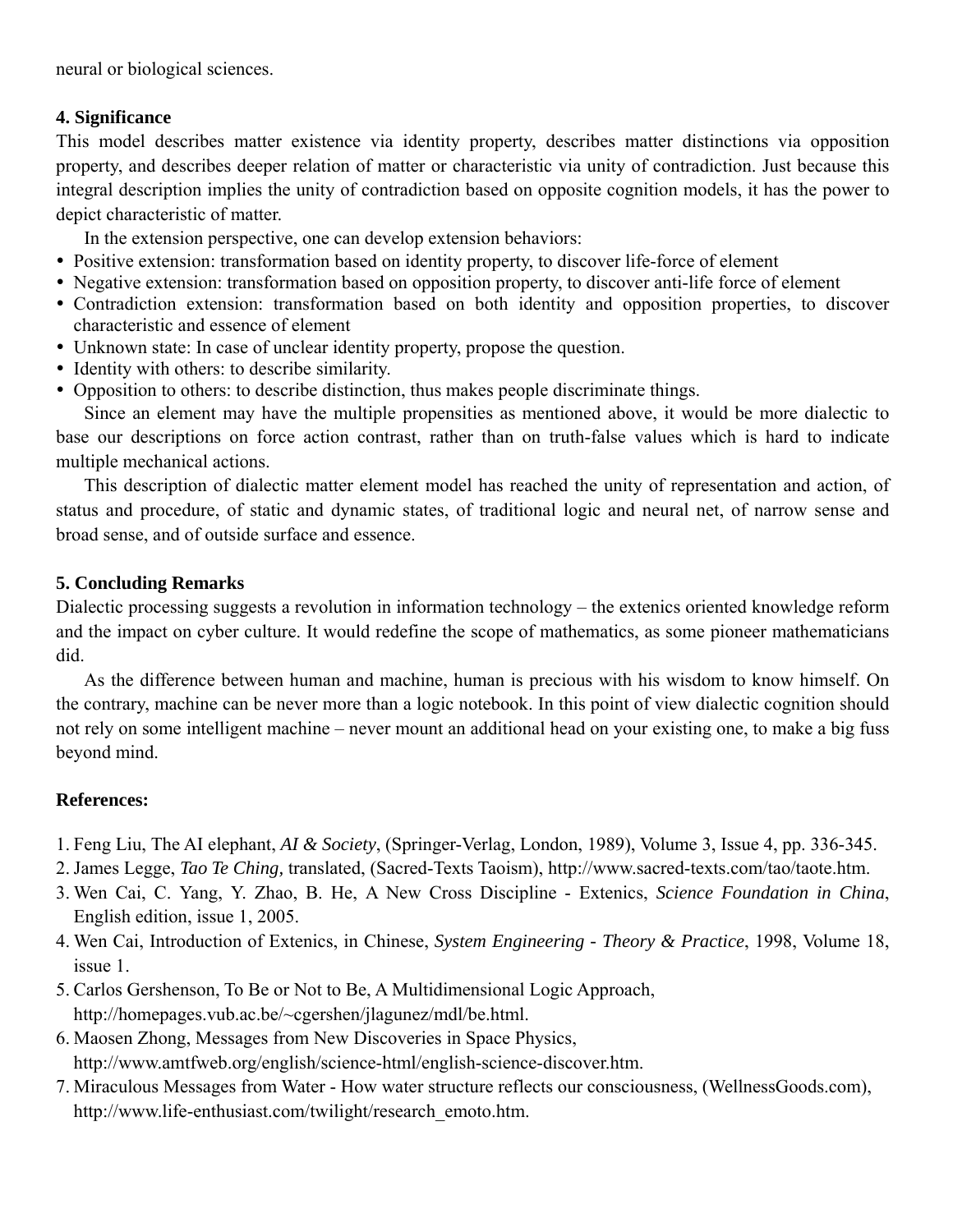neural or biological sciences.

## 4. Significance

This model describes matter existence via identity property, describes matter distinctions via opposition property, and describes deeper relation of matter or characteristic via unity of contradiction. Just because this integral description implies the unity of contradiction based on opposite cognition models, it has the power to depict characteristic of matter.

In the extension perspective, one can develop extension behaviors:

- Positive extension: transformation based on identity property, to discover life-force of element
- Negative extension: transformation based on opposition property, to discover anti-life force of element
- Contradiction extension: transformation based on both identity and opposition properties, to discover characteristic and essence of element
- Unknown state: In case of unclear identity property, propose the question.
- Identity with others: to describe similarity.
- Opposition to others: to describe distinction, thus makes people discriminate things.

Since an element may have the multiple propensities as mentioned above, it would be more dialectic to base our descriptions on force action contrast, rather than on truth-false values which is hard to indicate multiple mechanical actions.

This description of dialectic matter element model has reached the unity of representation and action, of status and procedure, of static and dynamic states, of traditional logic and neural net, of narrow sense and broad sense, and of outside surface and essence.

## 5. Concluding Remarks

Dialectic processing suggests a revolution in information technology – the extenics oriented knowledge reform and the impact on cyber culture. It would redefine the scope of mathematics, as some pioneer mathematicians did.

As the difference between human and machine, human is precious with his wisdom to know himself. On the contrary, machine can be never more than a logic notebook. In this point of view dialectic cognition should not rely on some intelligent machine – never mount an additional head on your existing one, to make a big fuss beyond mind.

## References:

1. Feng Liu, The AI elephant, *AI & Society*, (Springer-Verlag, London, 1989), Volume 3, Issue 4, pp. 336-345.
2. James Legge, *Tao Te Ching,* translated, (Sacred-Texts Taoism), http://www.sacred-texts.com/tao/taote.htm.
3. Wen Cai, C. Yang, Y. Zhao, B. He, A New Cross Discipline - Extenics, *Science Foundation in China*, English edition, issue 1, 2005.
4. Wen Cai, Introduction of Extenics, in Chinese, *System Engineering - Theory & Practice*, 1998, Volume 18, issue 1.
5. Carlos Gershenson, To Be or Not to Be, A Multidimensional Logic Approach, http://homepages.vub.ac.be/~cgershen/jlagunez/mdl/be.html.
6. Maosen Zhong, Messages from New Discoveries in Space Physics, http://www.amtfweb.org/english/science-html/english-science-discover.htm.
7. Miraculous Messages from Water - How water structure reflects our consciousness, (WellnessGoods.com), http://www.life-enthusiast.com/twilight/research_emoto.htm.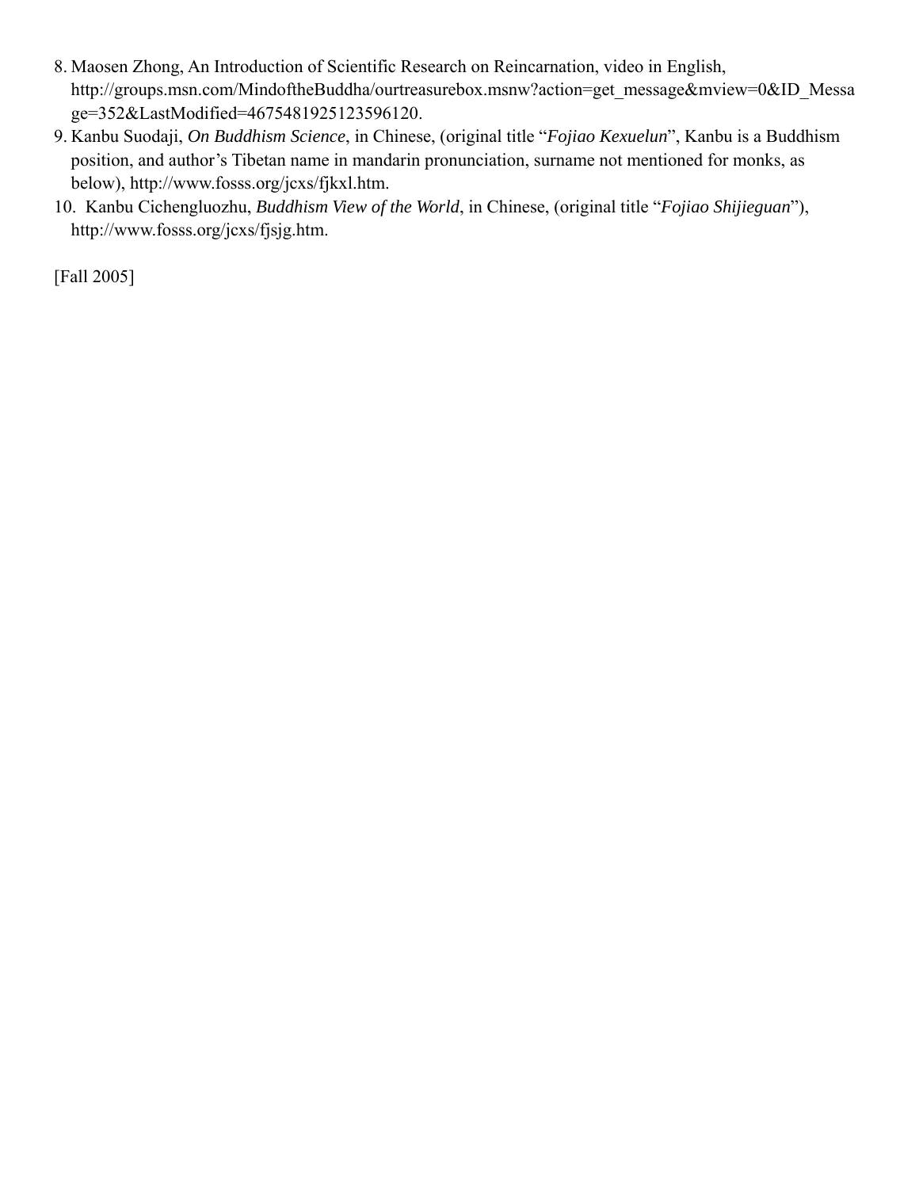8. Maosen Zhong, An Introduction of Scientific Research on Reincarnation, video in English, http://groups.msn.com/MindoftheBuddha/ourtreasurebox.msnw?action=get_message&mview=0&ID_Message=352&LastModified=4675481925123596120.
9. Kanbu Suodaji, *On Buddhism Science*, in Chinese, (original title "*Fojiao Kexuelun*", Kanbu is a Buddhism position, and author's Tibetan name in mandarin pronunciation, surname not mentioned for monks, as below), http://www.fosss.org/jcxs/fjkxl.htm.
10. Kanbu Cichengluozhu, *Buddhism View of the World*, in Chinese, (original title "*Fojiao Shijieguan*"), http://www.fosss.org/jcxs/fjsjg.htm.

[Fall 2005]